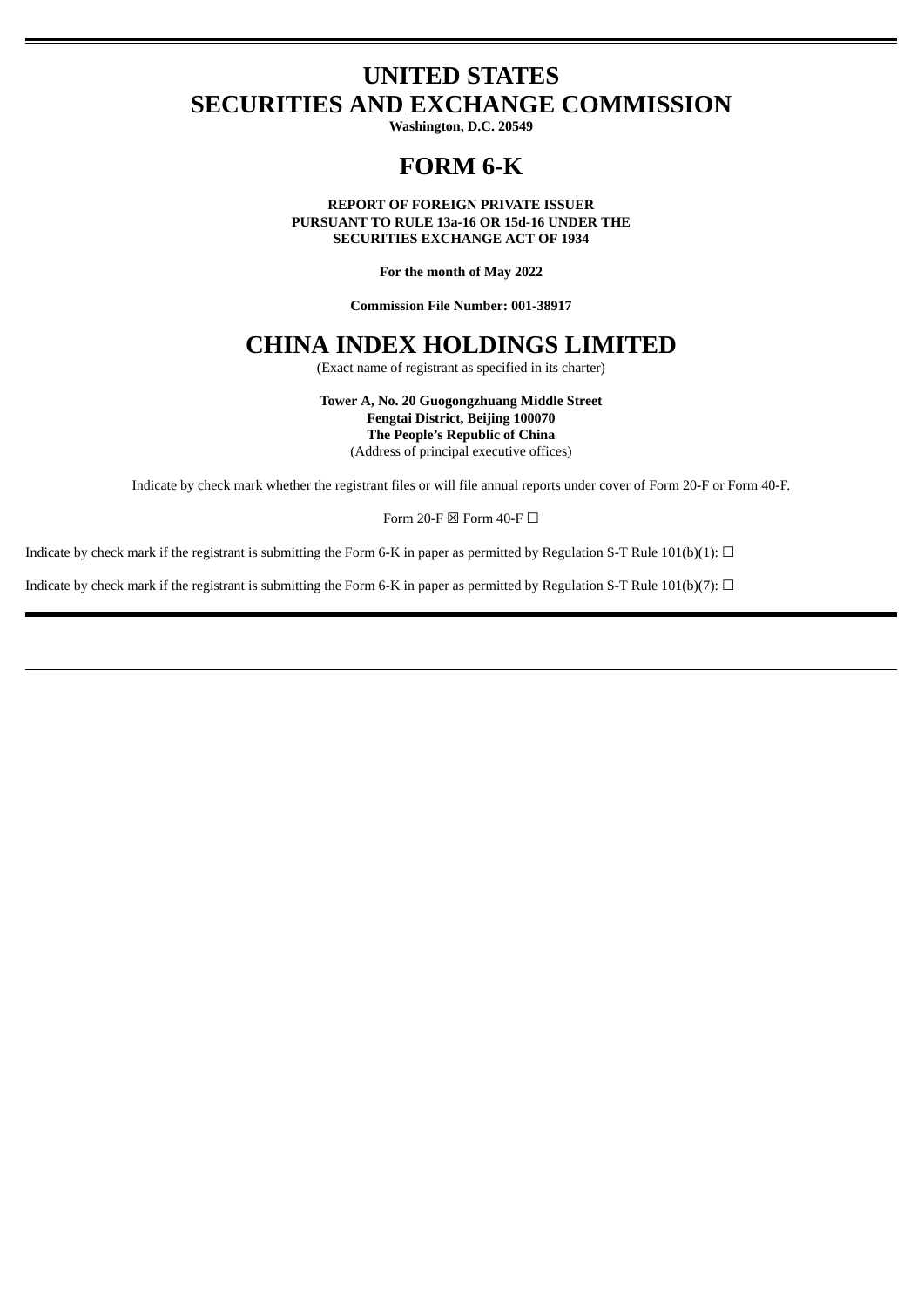# UNITED STATES
# SECURITIES AND EXCHANGE COMMISSION

**Washington, D.C. 20549**

# FORM 6-K

**REPORT OF FOREIGN PRIVATE ISSUER**
**PURSUANT TO RULE 13a-16 OR 15d-16 UNDER THE**
**SECURITIES EXCHANGE ACT OF 1934**

**For the month of May 2022**

**Commission File Number: 001-38917**

# CHINA INDEX HOLDINGS LIMITED

(Exact name of registrant as specified in its charter)

**Tower A, No. 20 Guogongzhuang Middle Street**
**Fengtai District, Beijing 100070**
**The People's Republic of China**
(Address of principal executive offices)

Indicate by check mark whether the registrant files or will file annual reports under cover of Form 20-F or Form 40-F.

Form 20-F ☒ Form 40-F ☐

Indicate by check mark if the registrant is submitting the Form 6-K in paper as permitted by Regulation S-T Rule 101(b)(1): ☐

Indicate by check mark if the registrant is submitting the Form 6-K in paper as permitted by Regulation S-T Rule 101(b)(7): ☐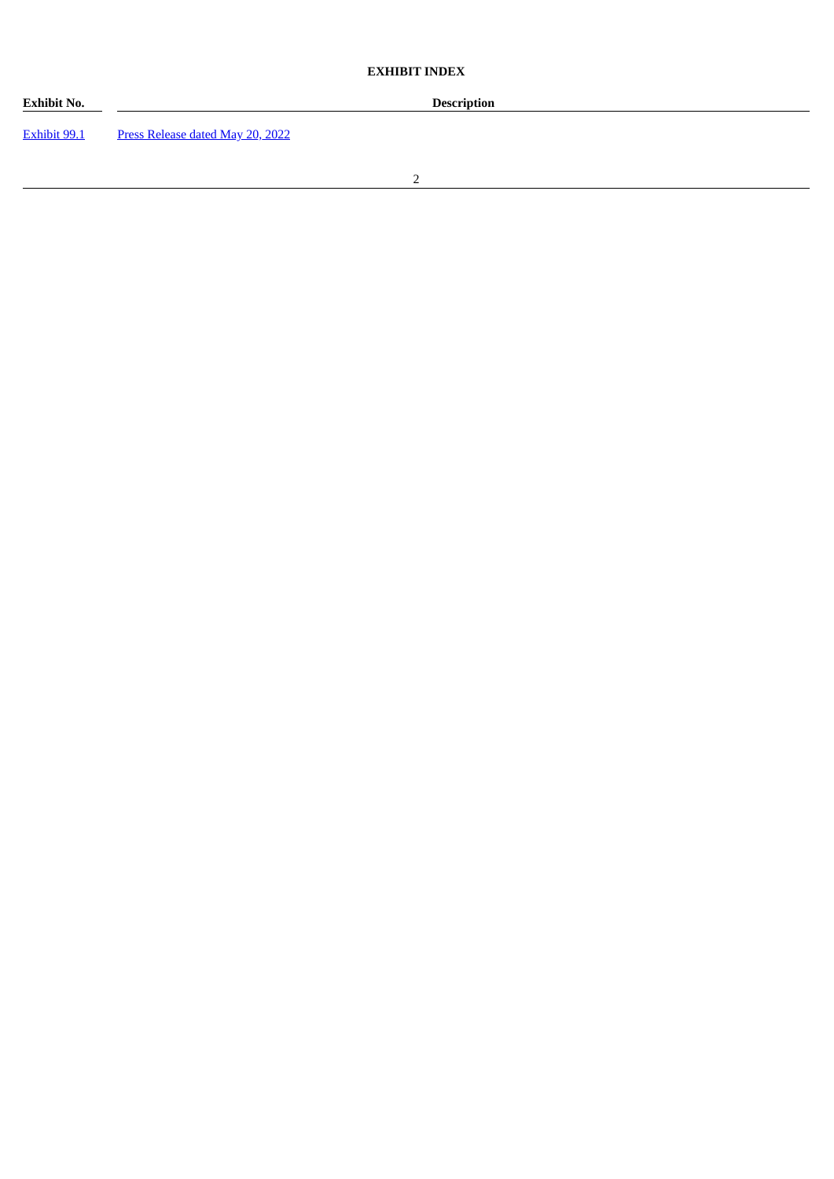**EXHIBIT INDEX**

| **Exhibit No.** | **Description** |
| --- | --- |
| Exhibit 99.1 | Press Release dated May 20, 2022 |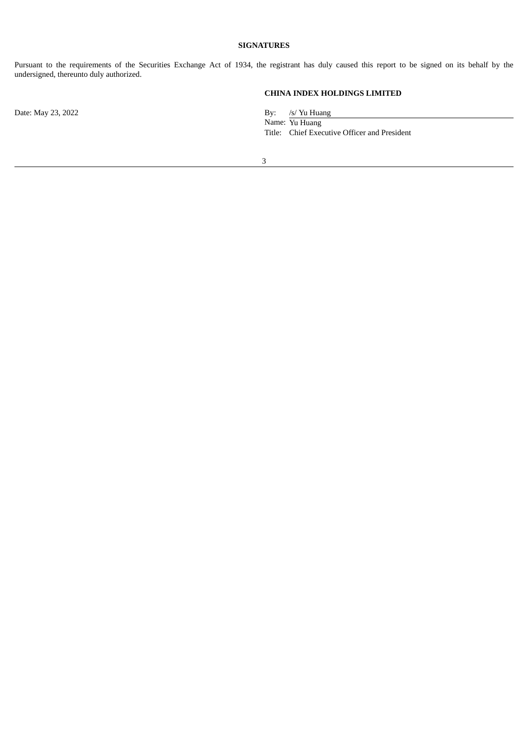**SIGNATURES**

Pursuant to the requirements of the Securities Exchange Act of 1934, the registrant has duly caused this report to be signed on its behalf by the undersigned, thereunto duly authorized.

**CHINA INDEX HOLDINGS LIMITED**

Date: May 23, 2022

By: /s/ Yu Huang
Name: Yu Huang
Title: Chief Executive Officer and President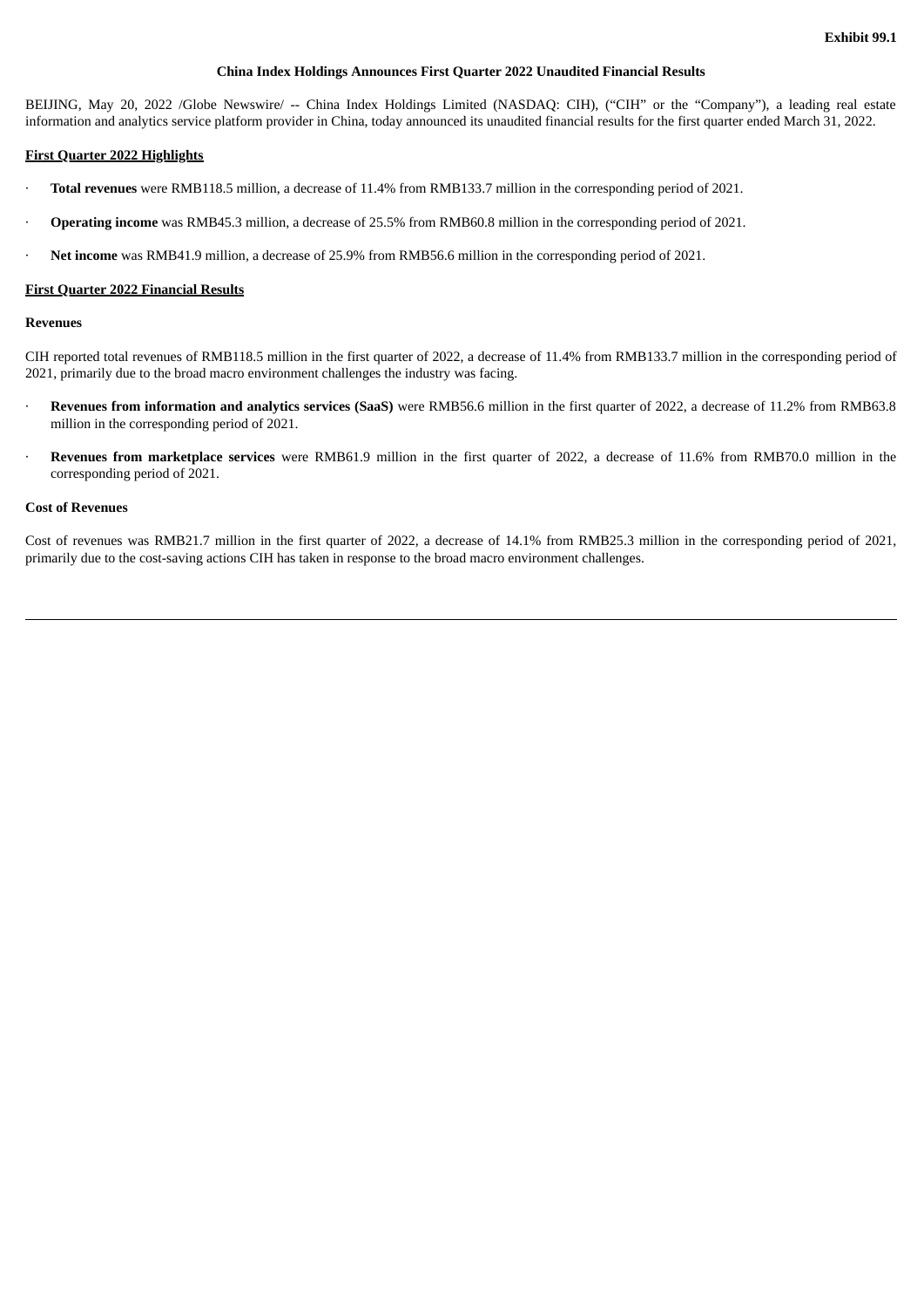**Exhibit 99.1**

# China Index Holdings Announces First Quarter 2022 Unaudited Financial Results

BEIJING, May 20, 2022 /Globe Newswire/ -- China Index Holdings Limited (NASDAQ: CIH), ("CIH" or the "Company"), a leading real estate information and analytics service platform provider in China, today announced its unaudited financial results for the first quarter ended March 31, 2022.

## First Quarter 2022 Highlights

- **Total revenues** were RMB118.5 million, a decrease of 11.4% from RMB133.7 million in the corresponding period of 2021.
- **Operating income** was RMB45.3 million, a decrease of 25.5% from RMB60.8 million in the corresponding period of 2021.
- **Net income** was RMB41.9 million, a decrease of 25.9% from RMB56.6 million in the corresponding period of 2021.

## First Quarter 2022 Financial Results

### Revenues

CIH reported total revenues of RMB118.5 million in the first quarter of 2022, a decrease of 11.4% from RMB133.7 million in the corresponding period of 2021, primarily due to the broad macro environment challenges the industry was facing.

- **Revenues from information and analytics services (SaaS)** were RMB56.6 million in the first quarter of 2022, a decrease of 11.2% from RMB63.8 million in the corresponding period of 2021.
- **Revenues from marketplace services** were RMB61.9 million in the first quarter of 2022, a decrease of 11.6% from RMB70.0 million in the corresponding period of 2021.

### Cost of Revenues

Cost of revenues was RMB21.7 million in the first quarter of 2022, a decrease of 14.1% from RMB25.3 million in the corresponding period of 2021, primarily due to the cost-saving actions CIH has taken in response to the broad macro environment challenges.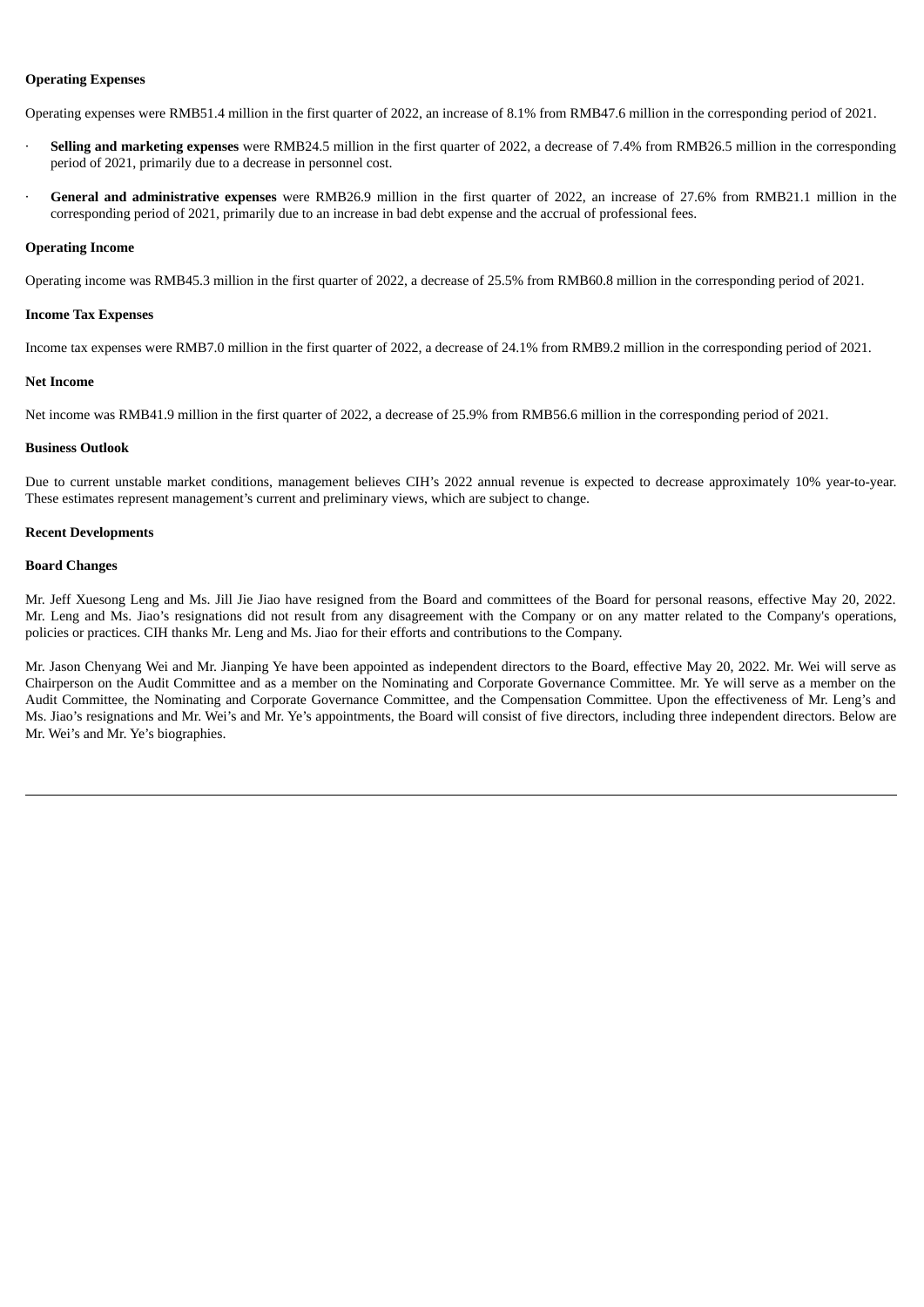**Operating Expenses**

Operating expenses were RMB51.4 million in the first quarter of 2022, an increase of 8.1% from RMB47.6 million in the corresponding period of 2021.

- **Selling and marketing expenses** were RMB24.5 million in the first quarter of 2022, a decrease of 7.4% from RMB26.5 million in the corresponding period of 2021, primarily due to a decrease in personnel cost.
- **General and administrative expenses** were RMB26.9 million in the first quarter of 2022, an increase of 27.6% from RMB21.1 million in the corresponding period of 2021, primarily due to an increase in bad debt expense and the accrual of professional fees.

**Operating Income**

Operating income was RMB45.3 million in the first quarter of 2022, a decrease of 25.5% from RMB60.8 million in the corresponding period of 2021.

**Income Tax Expenses**

Income tax expenses were RMB7.0 million in the first quarter of 2022, a decrease of 24.1% from RMB9.2 million in the corresponding period of 2021.

**Net Income**

Net income was RMB41.9 million in the first quarter of 2022, a decrease of 25.9% from RMB56.6 million in the corresponding period of 2021.

**Business Outlook**

Due to current unstable market conditions, management believes CIH's 2022 annual revenue is expected to decrease approximately 10% year-to-year. These estimates represent management's current and preliminary views, which are subject to change.

**Recent Developments**

**Board Changes**

Mr. Jeff Xuesong Leng and Ms. Jill Jie Jiao have resigned from the Board and committees of the Board for personal reasons, effective May 20, 2022. Mr. Leng and Ms. Jiao's resignations did not result from any disagreement with the Company or on any matter related to the Company's operations, policies or practices. CIH thanks Mr. Leng and Ms. Jiao for their efforts and contributions to the Company.

Mr. Jason Chenyang Wei and Mr. Jianping Ye have been appointed as independent directors to the Board, effective May 20, 2022. Mr. Wei will serve as Chairperson on the Audit Committee and as a member on the Nominating and Corporate Governance Committee. Mr. Ye will serve as a member on the Audit Committee, the Nominating and Corporate Governance Committee, and the Compensation Committee. Upon the effectiveness of Mr. Leng's and Ms. Jiao's resignations and Mr. Wei's and Mr. Ye's appointments, the Board will consist of five directors, including three independent directors. Below are Mr. Wei's and Mr. Ye's biographies.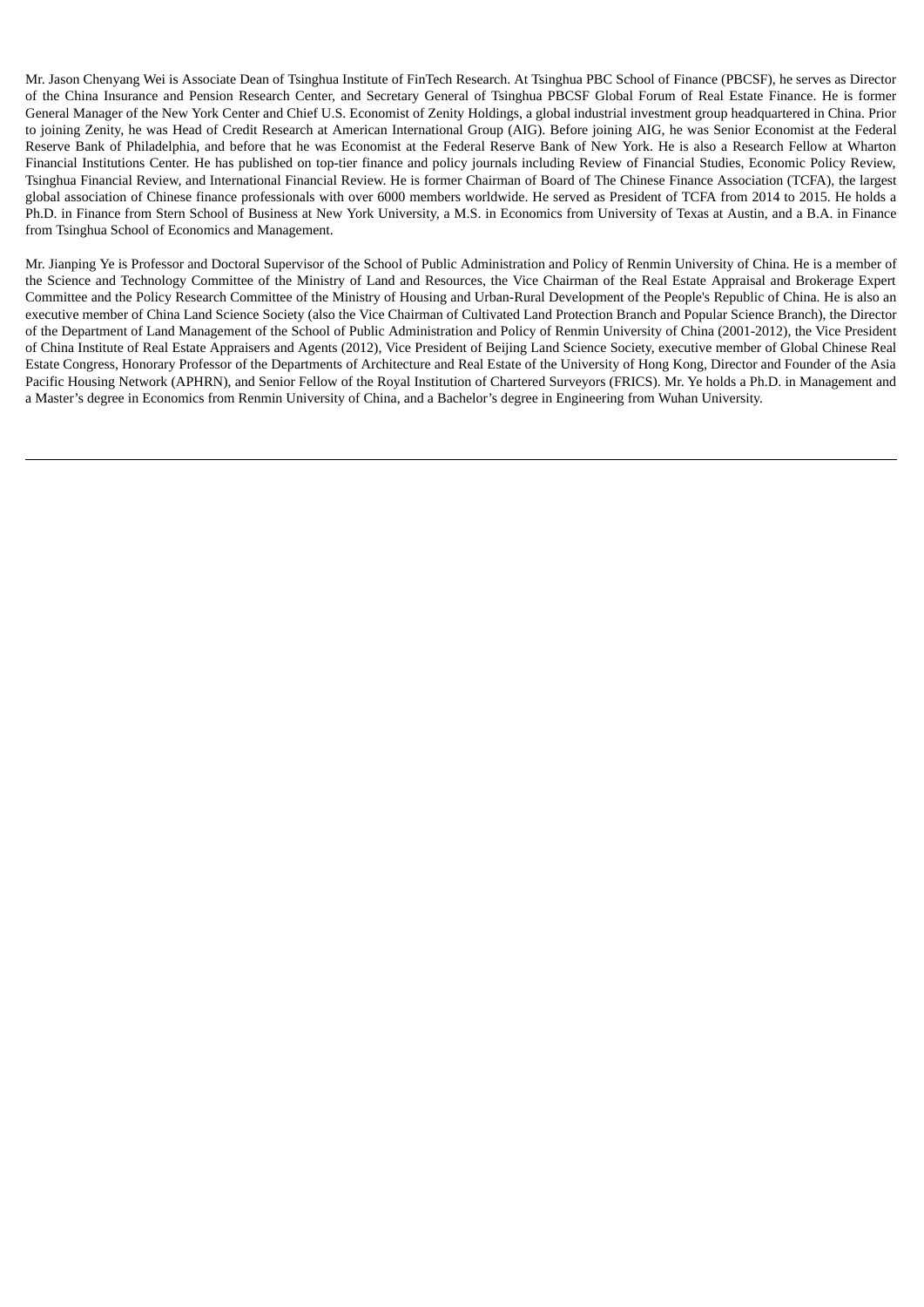Mr. Jason Chenyang Wei is Associate Dean of Tsinghua Institute of FinTech Research. At Tsinghua PBC School of Finance (PBCSF), he serves as Director of the China Insurance and Pension Research Center, and Secretary General of Tsinghua PBCSF Global Forum of Real Estate Finance. He is former General Manager of the New York Center and Chief U.S. Economist of Zenity Holdings, a global industrial investment group headquartered in China. Prior to joining Zenity, he was Head of Credit Research at American International Group (AIG). Before joining AIG, he was Senior Economist at the Federal Reserve Bank of Philadelphia, and before that he was Economist at the Federal Reserve Bank of New York. He is also a Research Fellow at Wharton Financial Institutions Center. He has published on top-tier finance and policy journals including Review of Financial Studies, Economic Policy Review, Tsinghua Financial Review, and International Financial Review. He is former Chairman of Board of The Chinese Finance Association (TCFA), the largest global association of Chinese finance professionals with over 6000 members worldwide. He served as President of TCFA from 2014 to 2015. He holds a Ph.D. in Finance from Stern School of Business at New York University, a M.S. in Economics from University of Texas at Austin, and a B.A. in Finance from Tsinghua School of Economics and Management.

Mr. Jianping Ye is Professor and Doctoral Supervisor of the School of Public Administration and Policy of Renmin University of China. He is a member of the Science and Technology Committee of the Ministry of Land and Resources, the Vice Chairman of the Real Estate Appraisal and Brokerage Expert Committee and the Policy Research Committee of the Ministry of Housing and Urban-Rural Development of the People's Republic of China. He is also an executive member of China Land Science Society (also the Vice Chairman of Cultivated Land Protection Branch and Popular Science Branch), the Director of the Department of Land Management of the School of Public Administration and Policy of Renmin University of China (2001-2012), the Vice President of China Institute of Real Estate Appraisers and Agents (2012), Vice President of Beijing Land Science Society, executive member of Global Chinese Real Estate Congress, Honorary Professor of the Departments of Architecture and Real Estate of the University of Hong Kong, Director and Founder of the Asia Pacific Housing Network (APHRN), and Senior Fellow of the Royal Institution of Chartered Surveyors (FRICS). Mr. Ye holds a Ph.D. in Management and a Master's degree in Economics from Renmin University of China, and a Bachelor's degree in Engineering from Wuhan University.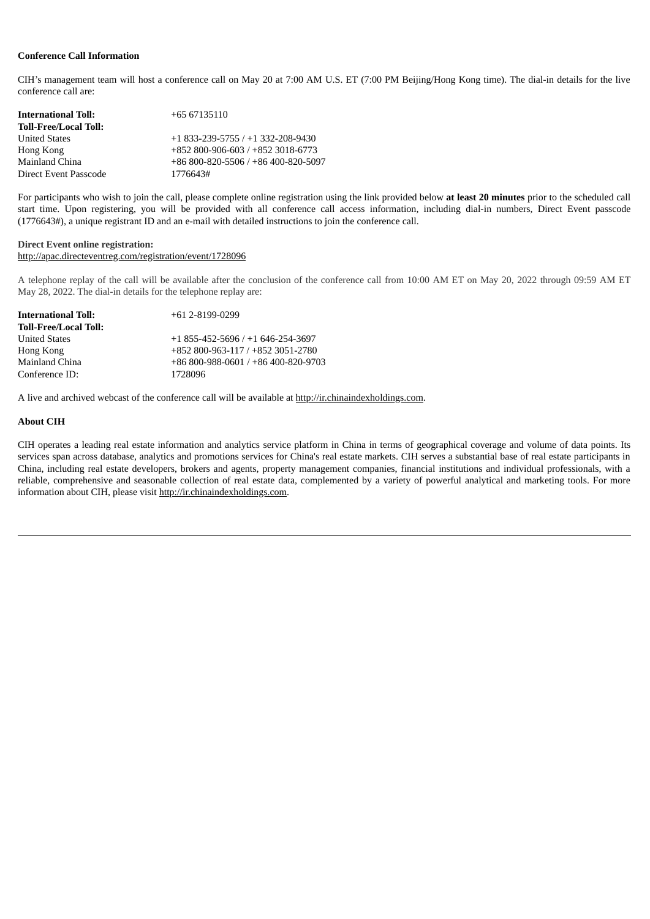**Conference Call Information**

CIH's management team will host a conference call on May 20 at 7:00 AM U.S. ET (7:00 PM Beijing/Hong Kong time). The dial-in details for the live conference call are:

| | |
|---|---|
| **International Toll:** | +65 67135110 |
| **Toll-Free/Local Toll:** | |
| United States | +1 833-239-5755 / +1 332-208-9430 |
| Hong Kong | +852 800-906-603 / +852 3018-6773 |
| Mainland China | +86 800-820-5506 / +86 400-820-5097 |
| Direct Event Passcode | 1776643# |

For participants who wish to join the call, please complete online registration using the link provided below **at least 20 minutes** prior to the scheduled call start time. Upon registering, you will be provided with all conference call access information, including dial-in numbers, Direct Event passcode (1776643#), a unique registrant ID and an e-mail with detailed instructions to join the conference call.

**Direct Event online registration:**
http://apac.directeventreg.com/registration/event/1728096

A telephone replay of the call will be available after the conclusion of the conference call from 10:00 AM ET on May 20, 2022 through 09:59 AM ET May 28, 2022. The dial-in details for the telephone replay are:

| | |
|---|---|
| **International Toll:** | +61 2-8199-0299 |
| **Toll-Free/Local Toll:** | |
| United States | +1 855-452-5696 / +1 646-254-3697 |
| Hong Kong | +852 800-963-117 / +852 3051-2780 |
| Mainland China | +86 800-988-0601 / +86 400-820-9703 |
| Conference ID: | 1728096 |

A live and archived webcast of the conference call will be available at http://ir.chinaindexholdings.com.

**About CIH**

CIH operates a leading real estate information and analytics service platform in China in terms of geographical coverage and volume of data points. Its services span across database, analytics and promotions services for China's real estate markets. CIH serves a substantial base of real estate participants in China, including real estate developers, brokers and agents, property management companies, financial institutions and individual professionals, with a reliable, comprehensive and seasonable collection of real estate data, complemented by a variety of powerful analytical and marketing tools. For more information about CIH, please visit http://ir.chinaindexholdings.com.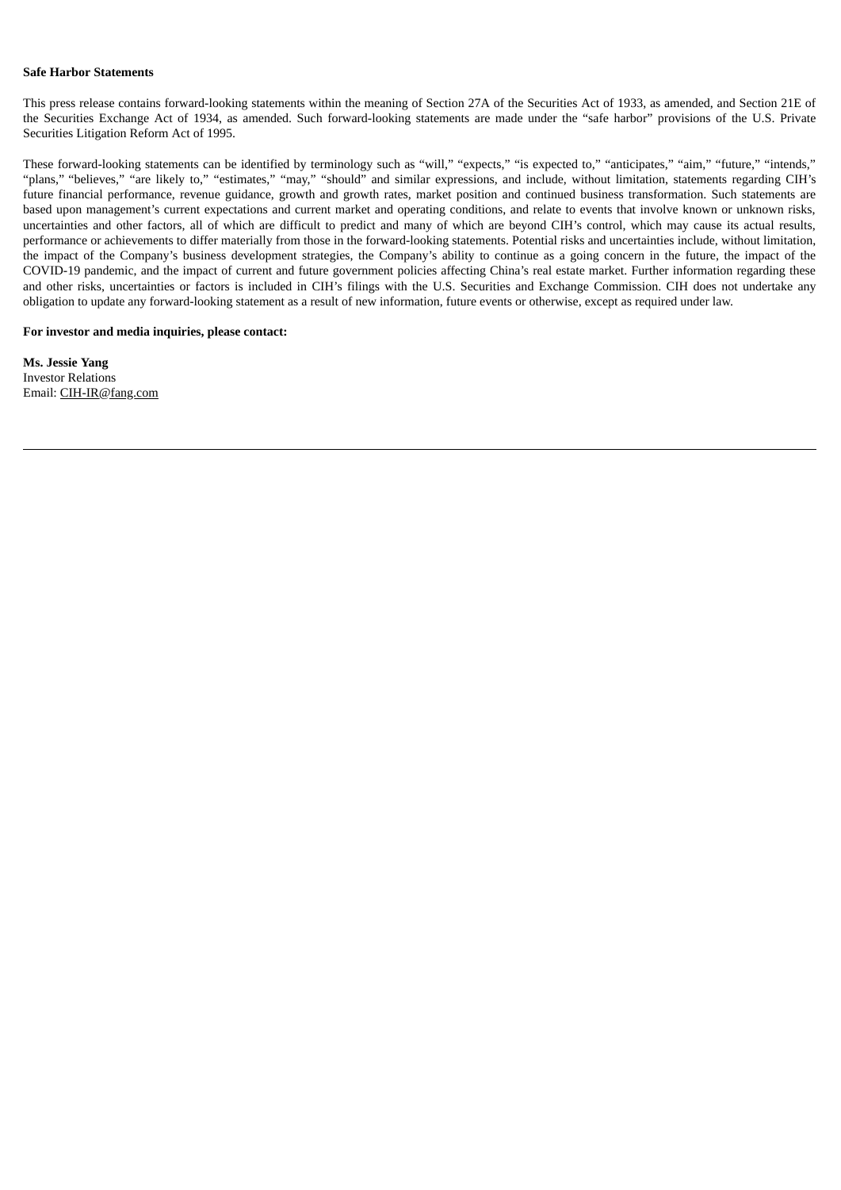**Safe Harbor Statements**

This press release contains forward-looking statements within the meaning of Section 27A of the Securities Act of 1933, as amended, and Section 21E of the Securities Exchange Act of 1934, as amended. Such forward-looking statements are made under the "safe harbor" provisions of the U.S. Private Securities Litigation Reform Act of 1995.

These forward-looking statements can be identified by terminology such as "will," "expects," "is expected to," "anticipates," "aim," "future," "intends," "plans," "believes," "are likely to," "estimates," "may," "should" and similar expressions, and include, without limitation, statements regarding CIH's future financial performance, revenue guidance, growth and growth rates, market position and continued business transformation. Such statements are based upon management's current expectations and current market and operating conditions, and relate to events that involve known or unknown risks, uncertainties and other factors, all of which are difficult to predict and many of which are beyond CIH's control, which may cause its actual results, performance or achievements to differ materially from those in the forward-looking statements. Potential risks and uncertainties include, without limitation, the impact of the Company's business development strategies, the Company's ability to continue as a going concern in the future, the impact of the COVID-19 pandemic, and the impact of current and future government policies affecting China's real estate market. Further information regarding these and other risks, uncertainties or factors is included in CIH's filings with the U.S. Securities and Exchange Commission. CIH does not undertake any obligation to update any forward-looking statement as a result of new information, future events or otherwise, except as required under law.

**For investor and media inquiries, please contact:**

**Ms. Jessie Yang**
Investor Relations
Email: CIH-IR@fang.com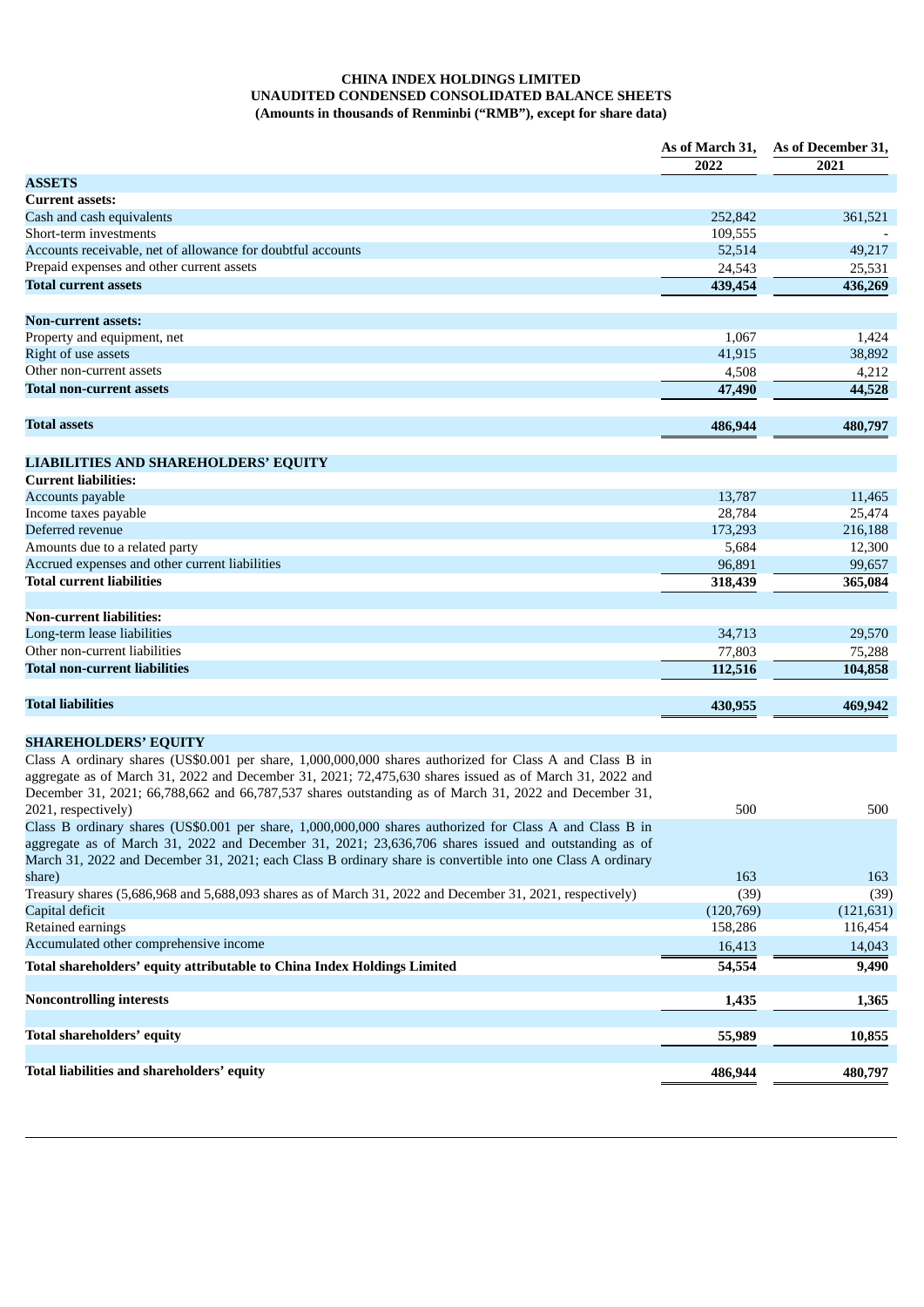**CHINA INDEX HOLDINGS LIMITED**
**UNAUDITED CONDENSED CONSOLIDATED BALANCE SHEETS**
**(Amounts in thousands of Renminbi ("RMB"), except for share data)**

| | As of March 31, 2022 | As of December 31, 2021 |
|---|---|---|
| **ASSETS** | | |
| **Current assets:** | | |
| Cash and cash equivalents | 252,842 | 361,521 |
| Short-term investments | 109,555 | - |
| Accounts receivable, net of allowance for doubtful accounts | 52,514 | 49,217 |
| Prepaid expenses and other current assets | 24,543 | 25,531 |
| **Total current assets** | **439,454** | **436,269** |
| | | |
| **Non-current assets:** | | |
| Property and equipment, net | 1,067 | 1,424 |
| Right of use assets | 41,915 | 38,892 |
| Other non-current assets | 4,508 | 4,212 |
| **Total non-current assets** | **47,490** | **44,528** |
| | | |
| **Total assets** | **486,944** | **480,797** |
| | | |
| **LIABILITIES AND SHAREHOLDERS' EQUITY** | | |
| **Current liabilities:** | | |
| Accounts payable | 13,787 | 11,465 |
| Income taxes payable | 28,784 | 25,474 |
| Deferred revenue | 173,293 | 216,188 |
| Amounts due to a related party | 5,684 | 12,300 |
| Accrued expenses and other current liabilities | 96,891 | 99,657 |
| **Total current liabilities** | **318,439** | **365,084** |
| | | |
| **Non-current liabilities:** | | |
| Long-term lease liabilities | 34,713 | 29,570 |
| Other non-current liabilities | 77,803 | 75,288 |
| **Total non-current liabilities** | **112,516** | **104,858** |
| | | |
| **Total liabilities** | **430,955** | **469,942** |
| | | |
| **SHAREHOLDERS' EQUITY** | | |
| Class A ordinary shares (US$0.001 per share, 1,000,000,000 shares authorized for Class A and Class B in aggregate as of March 31, 2022 and December 31, 2021; 72,475,630 shares issued as of March 31, 2022 and December 31, 2021; 66,788,662 and 66,787,537 shares outstanding as of March 31, 2022 and December 31, 2021, respectively) | 500 | 500 |
| Class B ordinary shares (US$0.001 per share, 1,000,000,000 shares authorized for Class A and Class B in aggregate as of March 31, 2022 and December 31, 2021; 23,636,706 shares issued and outstanding as of March 31, 2022 and December 31, 2021; each Class B ordinary share is convertible into one Class A ordinary share) | 163 | 163 |
| Treasury shares (5,686,968 and 5,688,093 shares as of March 31, 2022 and December 31, 2021, respectively) | (39) | (39) |
| Capital deficit | (120,769) | (121,631) |
| Retained earnings | 158,286 | 116,454 |
| Accumulated other comprehensive income | 16,413 | 14,043 |
| **Total shareholders' equity attributable to China Index Holdings Limited** | **54,554** | **9,490** |
| | | |
| **Noncontrolling interests** | **1,435** | **1,365** |
| | | |
| **Total shareholders' equity** | **55,989** | **10,855** |
| | | |
| **Total liabilities and shareholders' equity** | **486,944** | **480,797** |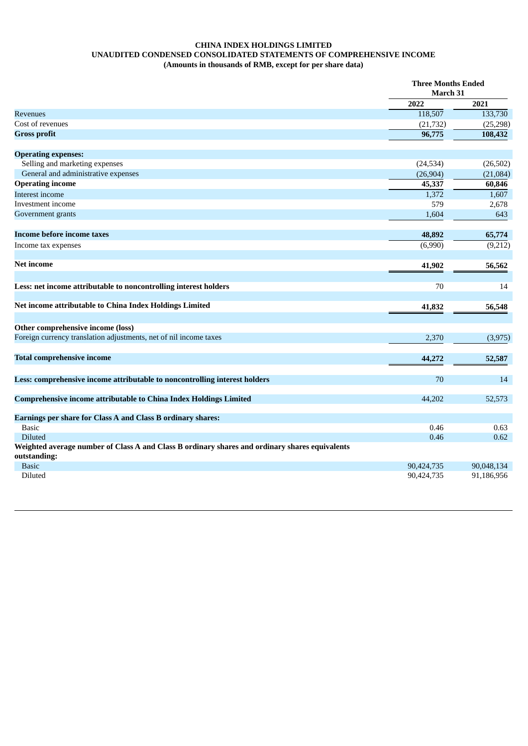**CHINA INDEX HOLDINGS LIMITED**
**UNAUDITED CONDENSED CONSOLIDATED STATEMENTS OF COMPREHENSIVE INCOME**
**(Amounts in thousands of RMB, except for per share data)**

| | Three Months Ended March 31 | |
|---|---|---|
| | **2022** | **2021** |
| Revenues | 118,507 | 133,730 |
| Cost of revenues | (21,732) | (25,298) |
| **Gross profit** | **96,775** | **108,432** |
| **Operating expenses:** | | |
| Selling and marketing expenses | (24,534) | (26,502) |
| General and administrative expenses | (26,904) | (21,084) |
| **Operating income** | **45,337** | **60,846** |
| Interest income | 1,372 | 1,607 |
| Investment income | 579 | 2,678 |
| Government grants | 1,604 | 643 |
| **Income before income taxes** | **48,892** | **65,774** |
| Income tax expenses | (6,990) | (9,212) |
| **Net income** | **41,902** | **56,562** |
| **Less: net income attributable to noncontrolling interest holders** | 70 | 14 |
| **Net income attributable to China Index Holdings Limited** | **41,832** | **56,548** |
| **Other comprehensive income (loss)** | | |
| Foreign currency translation adjustments, net of nil income taxes | 2,370 | (3,975) |
| **Total comprehensive income** | **44,272** | **52,587** |
| **Less: comprehensive income attributable to noncontrolling interest holders** | 70 | 14 |
| **Comprehensive income attributable to China Index Holdings Limited** | 44,202 | 52,573 |
| **Earnings per share for Class A and Class B ordinary shares:** | | |
| Basic | 0.46 | 0.63 |
| Diluted | 0.46 | 0.62 |
| **Weighted average number of Class A and Class B ordinary shares and ordinary shares equivalents outstanding:** | | |
| Basic | 90,424,735 | 90,048,134 |
| Diluted | 90,424,735 | 91,186,956 |